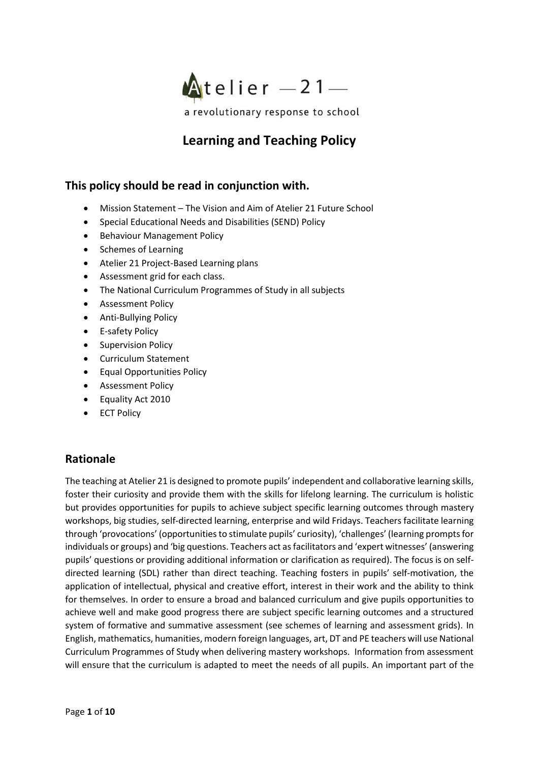Atelier —21—

a revolutionary response to school

# Learning and Teaching Policy

## This policy should be read in conjunction with.

- Mission Statement – The Vision and Aim of Atelier 21 Future School
- Special Educational Needs and Disabilities (SEND) Policy
- Behaviour Management Policy
- Schemes of Learning
- Atelier 21 Project-Based Learning plans
- Assessment grid for each class.
- The National Curriculum Programmes of Study in all subjects
- Assessment Policy
- Anti-Bullying Policy
- E-safety Policy
- Supervision Policy
- Curriculum Statement
- Equal Opportunities Policy
- Assessment Policy
- Equality Act 2010
- ECT Policy

## Rationale

The teaching at Atelier 21 is designed to promote pupils' independent and collaborative learning skills, foster their curiosity and provide them with the skills for lifelong learning. The curriculum is holistic but provides opportunities for pupils to achieve subject specific learning outcomes through mastery workshops, big studies, self-directed learning, enterprise and wild Fridays. Teachers facilitate learning through 'provocations' (opportunities to stimulate pupils' curiosity), 'challenges' (learning prompts for individuals or groups) and 'big questions. Teachers act as facilitators and 'expert witnesses' (answering pupils' questions or providing additional information or clarification as required). The focus is on self-directed learning (SDL) rather than direct teaching. Teaching fosters in pupils' self-motivation, the application of intellectual, physical and creative effort, interest in their work and the ability to think for themselves. In order to ensure a broad and balanced curriculum and give pupils opportunities to achieve well and make good progress there are subject specific learning outcomes and a structured system of formative and summative assessment (see schemes of learning and assessment grids). In English, mathematics, humanities, modern foreign languages, art, DT and PE teachers will use National Curriculum Programmes of Study when delivering mastery workshops. Information from assessment will ensure that the curriculum is adapted to meet the needs of all pupils. An important part of the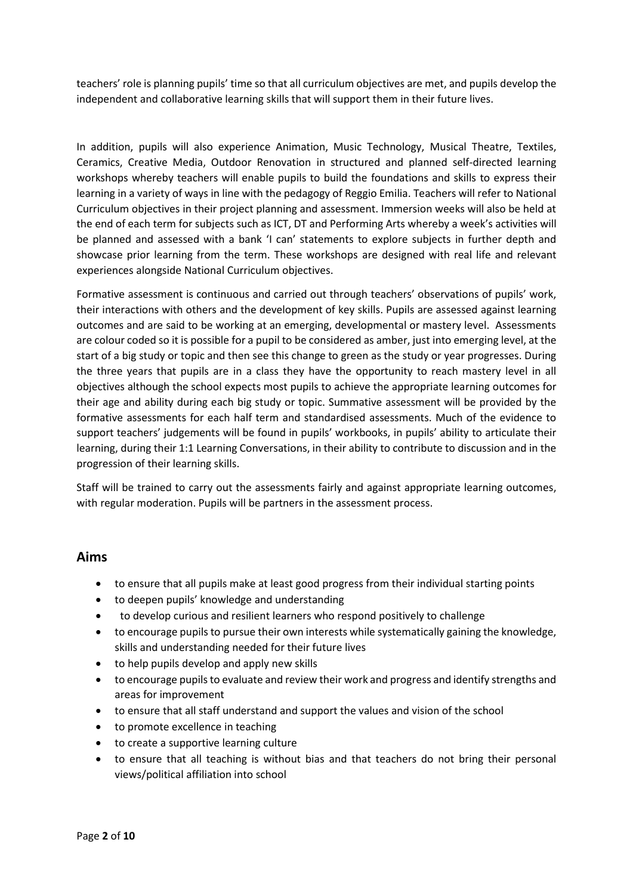teachers' role is planning pupils' time so that all curriculum objectives are met, and pupils develop the independent and collaborative learning skills that will support them in their future lives.

In addition, pupils will also experience Animation, Music Technology, Musical Theatre, Textiles, Ceramics, Creative Media, Outdoor Renovation in structured and planned self-directed learning workshops whereby teachers will enable pupils to build the foundations and skills to express their learning in a variety of ways in line with the pedagogy of Reggio Emilia. Teachers will refer to National Curriculum objectives in their project planning and assessment. Immersion weeks will also be held at the end of each term for subjects such as ICT, DT and Performing Arts whereby a week's activities will be planned and assessed with a bank 'I can' statements to explore subjects in further depth and showcase prior learning from the term. These workshops are designed with real life and relevant experiences alongside National Curriculum objectives.

Formative assessment is continuous and carried out through teachers' observations of pupils' work, their interactions with others and the development of key skills. Pupils are assessed against learning outcomes and are said to be working at an emerging, developmental or mastery level. Assessments are colour coded so it is possible for a pupil to be considered as amber, just into emerging level, at the start of a big study or topic and then see this change to green as the study or year progresses. During the three years that pupils are in a class they have the opportunity to reach mastery level in all objectives although the school expects most pupils to achieve the appropriate learning outcomes for their age and ability during each big study or topic. Summative assessment will be provided by the formative assessments for each half term and standardised assessments. Much of the evidence to support teachers' judgements will be found in pupils' workbooks, in pupils' ability to articulate their learning, during their 1:1 Learning Conversations, in their ability to contribute to discussion and in the progression of their learning skills.

Staff will be trained to carry out the assessments fairly and against appropriate learning outcomes, with regular moderation. Pupils will be partners in the assessment process.

## Aims

- to ensure that all pupils make at least good progress from their individual starting points
- to deepen pupils' knowledge and understanding
- to develop curious and resilient learners who respond positively to challenge
- to encourage pupils to pursue their own interests while systematically gaining the knowledge, skills and understanding needed for their future lives
- to help pupils develop and apply new skills
- to encourage pupils to evaluate and review their work and progress and identify strengths and areas for improvement
- to ensure that all staff understand and support the values and vision of the school
- to promote excellence in teaching
- to create a supportive learning culture
- to ensure that all teaching is without bias and that teachers do not bring their personal views/political affiliation into school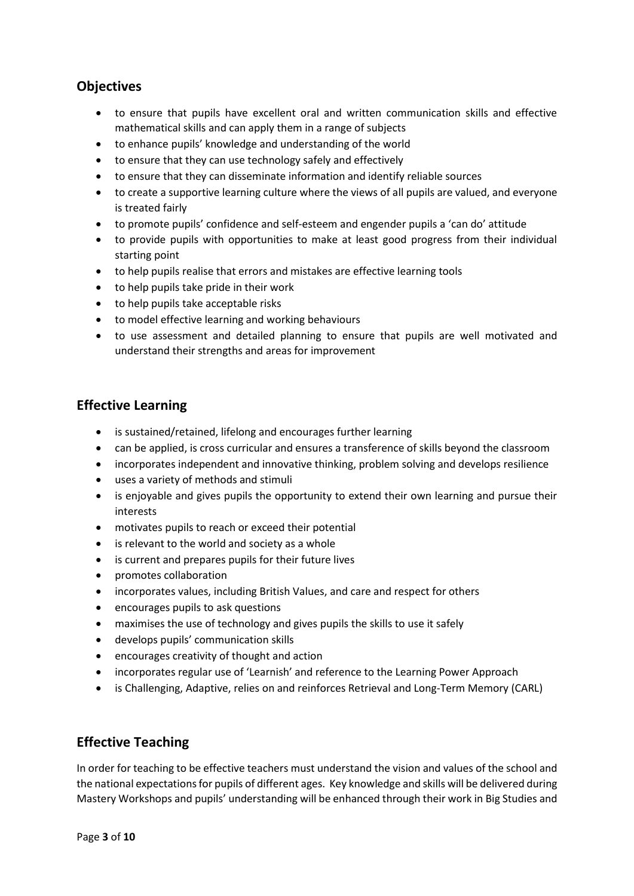## Objectives

- to ensure that pupils have excellent oral and written communication skills and effective mathematical skills and can apply them in a range of subjects
- to enhance pupils' knowledge and understanding of the world
- to ensure that they can use technology safely and effectively
- to ensure that they can disseminate information and identify reliable sources
- to create a supportive learning culture where the views of all pupils are valued, and everyone is treated fairly
- to promote pupils' confidence and self-esteem and engender pupils a 'can do' attitude
- to provide pupils with opportunities to make at least good progress from their individual starting point
- to help pupils realise that errors and mistakes are effective learning tools
- to help pupils take pride in their work
- to help pupils take acceptable risks
- to model effective learning and working behaviours
- to use assessment and detailed planning to ensure that pupils are well motivated and understand their strengths and areas for improvement

## Effective Learning

- is sustained/retained, lifelong and encourages further learning
- can be applied, is cross curricular and ensures a transference of skills beyond the classroom
- incorporates independent and innovative thinking, problem solving and develops resilience
- uses a variety of methods and stimuli
- is enjoyable and gives pupils the opportunity to extend their own learning and pursue their interests
- motivates pupils to reach or exceed their potential
- is relevant to the world and society as a whole
- is current and prepares pupils for their future lives
- promotes collaboration
- incorporates values, including British Values, and care and respect for others
- encourages pupils to ask questions
- maximises the use of technology and gives pupils the skills to use it safely
- develops pupils' communication skills
- encourages creativity of thought and action
- incorporates regular use of 'Learnish' and reference to the Learning Power Approach
- is Challenging, Adaptive, relies on and reinforces Retrieval and Long-Term Memory (CARL)

## Effective Teaching

In order for teaching to be effective teachers must understand the vision and values of the school and the national expectations for pupils of different ages. Key knowledge and skills will be delivered during Mastery Workshops and pupils' understanding will be enhanced through their work in Big Studies and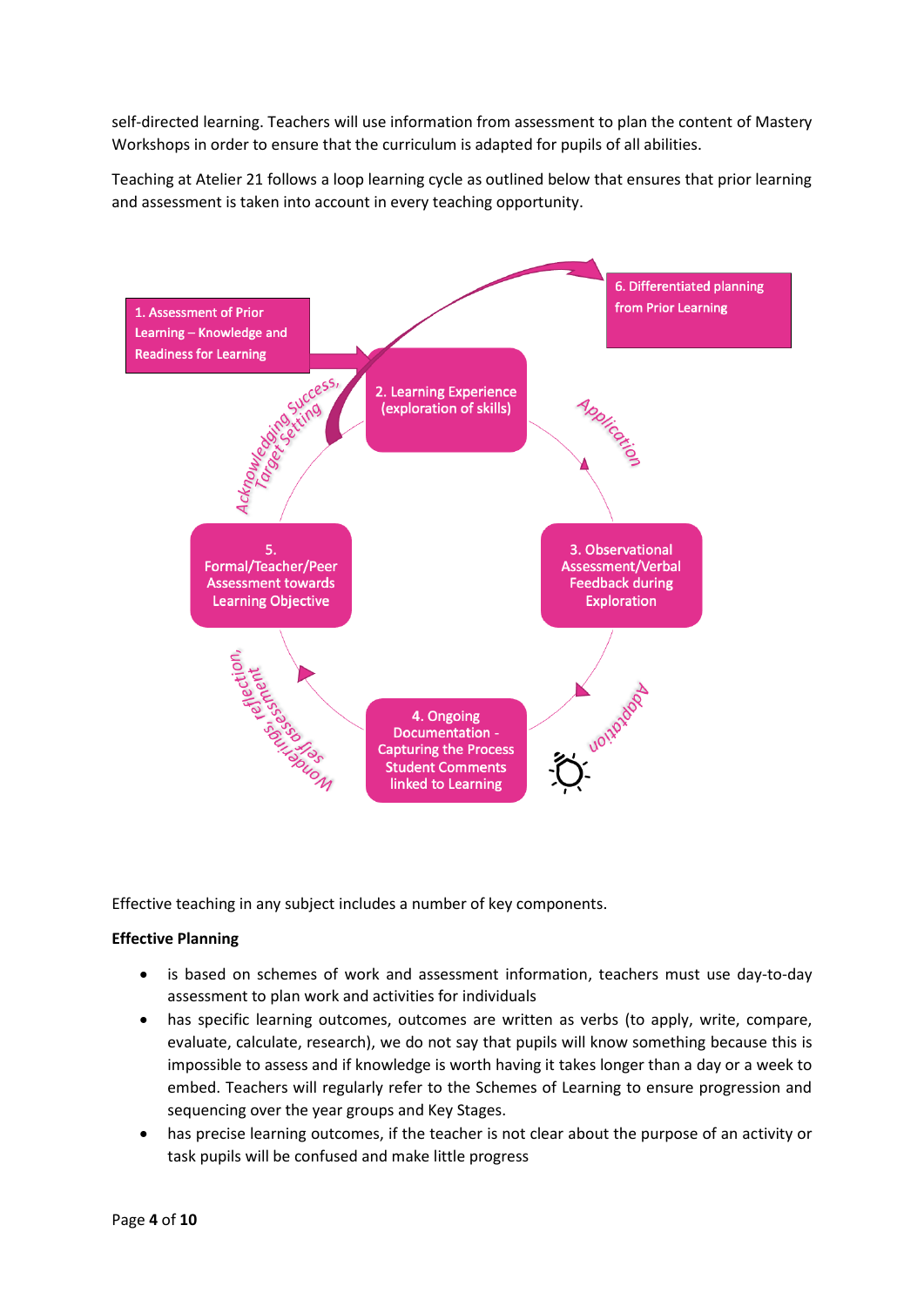self-directed learning. Teachers will use information from assessment to plan the content of Mastery Workshops in order to ensure that the curriculum is adapted for pupils of all abilities.

Teaching at Atelier 21 follows a loop learning cycle as outlined below that ensures that prior learning and assessment is taken into account in every teaching opportunity.

1. Assessment of Prior Learning – Knowledge and Readiness for Learning
2. Learning Experience (exploration of skills)
3. Observational Assessment/Verbal Feedback during Exploration
4. Ongoing Documentation - Capturing the Process Student Comments linked to Learning
5. Formal/Teacher/Peer Assessment towards Learning Objective
6. Differentiated planning from Prior Learning

Application

Adaptation

Wonderings, self assessment, reflection,

Acknowledging Success, Target Setting

Effective teaching in any subject includes a number of key components.

**Effective Planning**

- is based on schemes of work and assessment information, teachers must use day-to-day assessment to plan work and activities for individuals
- has specific learning outcomes, outcomes are written as verbs (to apply, write, compare, evaluate, calculate, research), we do not say that pupils will know something because this is impossible to assess and if knowledge is worth having it takes longer than a day or a week to embed. Teachers will regularly refer to the Schemes of Learning to ensure progression and sequencing over the year groups and Key Stages.
- has precise learning outcomes, if the teacher is not clear about the purpose of an activity or task pupils will be confused and make little progress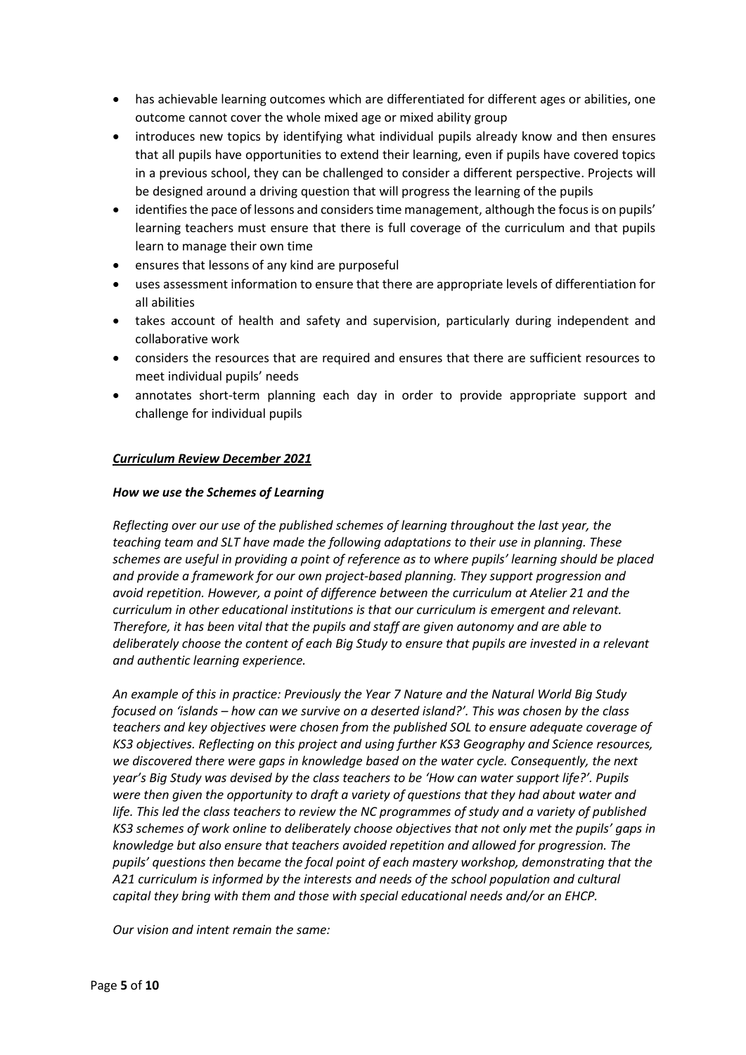- has achievable learning outcomes which are differentiated for different ages or abilities, one outcome cannot cover the whole mixed age or mixed ability group
- introduces new topics by identifying what individual pupils already know and then ensures that all pupils have opportunities to extend their learning, even if pupils have covered topics in a previous school, they can be challenged to consider a different perspective. Projects will be designed around a driving question that will progress the learning of the pupils
- identifies the pace of lessons and considers time management, although the focus is on pupils' learning teachers must ensure that there is full coverage of the curriculum and that pupils learn to manage their own time
- ensures that lessons of any kind are purposeful
- uses assessment information to ensure that there are appropriate levels of differentiation for all abilities
- takes account of health and safety and supervision, particularly during independent and collaborative work
- considers the resources that are required and ensures that there are sufficient resources to meet individual pupils' needs
- annotates short-term planning each day in order to provide appropriate support and challenge for individual pupils

***<u>Curriculum Review December 2021</u>***

***How we use the Schemes of Learning***

*Reflecting over our use of the published schemes of learning throughout the last year, the teaching team and SLT have made the following adaptations to their use in planning. These schemes are useful in providing a point of reference as to where pupils' learning should be placed and provide a framework for our own project-based planning. They support progression and avoid repetition. However, a point of difference between the curriculum at Atelier 21 and the curriculum in other educational institutions is that our curriculum is emergent and relevant. Therefore, it has been vital that the pupils and staff are given autonomy and are able to deliberately choose the content of each Big Study to ensure that pupils are invested in a relevant and authentic learning experience.*

*An example of this in practice: Previously the Year 7 Nature and the Natural World Big Study focused on 'islands – how can we survive on a deserted island?'. This was chosen by the class teachers and key objectives were chosen from the published SOL to ensure adequate coverage of KS3 objectives. Reflecting on this project and using further KS3 Geography and Science resources, we discovered there were gaps in knowledge based on the water cycle. Consequently, the next year's Big Study was devised by the class teachers to be 'How can water support life?'. Pupils were then given the opportunity to draft a variety of questions that they had about water and life. This led the class teachers to review the NC programmes of study and a variety of published KS3 schemes of work online to deliberately chose objectives that not only met the pupils' gaps in knowledge but also ensure that teachers avoided repetition and allowed for progression. The pupils' questions then became the focal point of each mastery workshop, demonstrating that the A21 curriculum is informed by the interests and needs of the school population and cultural capital they bring with them and those with special educational needs and/or an EHCP.*

*Our vision and intent remain the same:*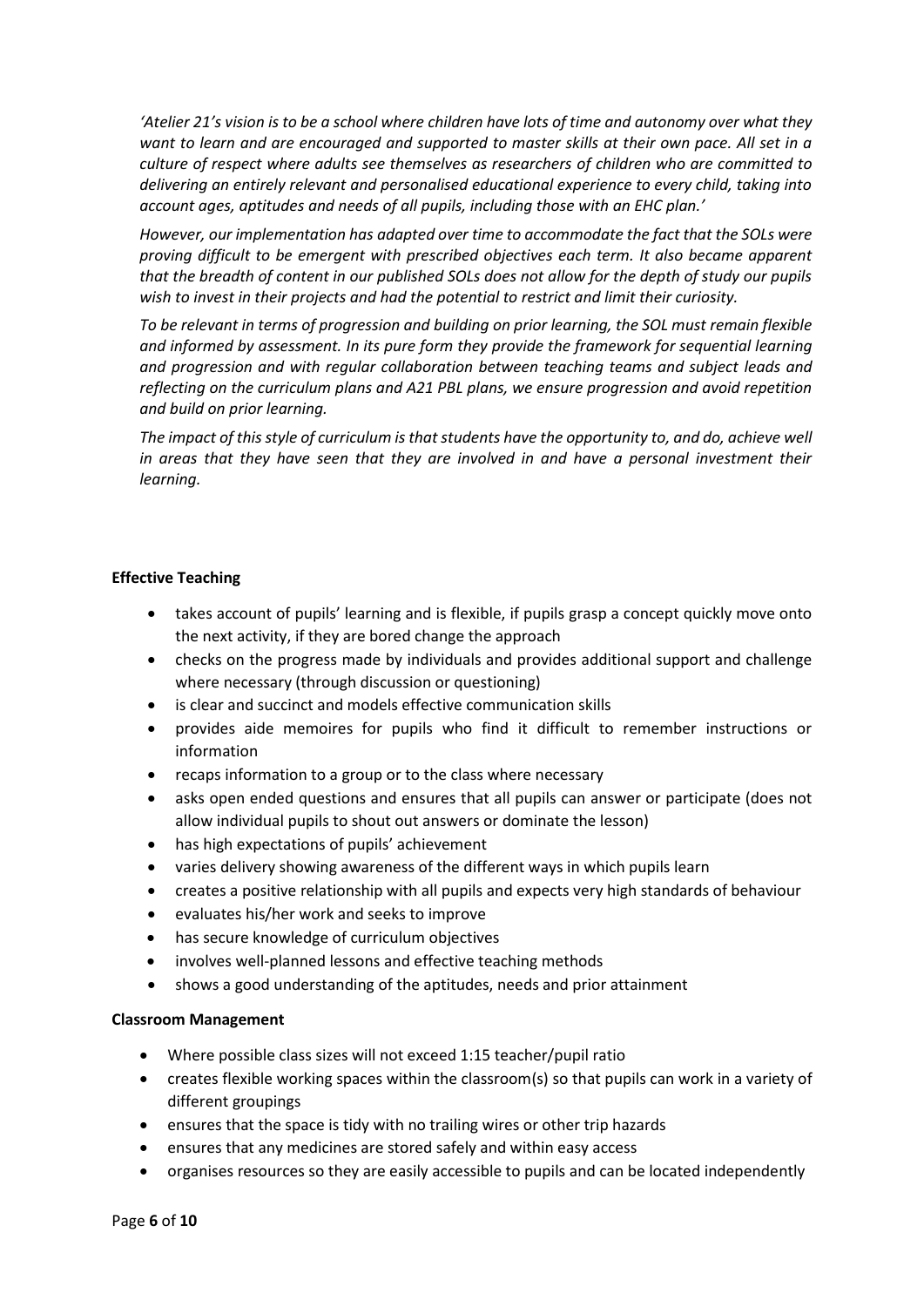*'Atelier 21's vision is to be a school where children have lots of time and autonomy over what they want to learn and are encouraged and supported to master skills at their own pace. All set in a culture of respect where adults see themselves as researchers of children who are committed to delivering an entirely relevant and personalised educational experience to every child, taking into account ages, aptitudes and needs of all pupils, including those with an EHC plan.'*

*However, our implementation has adapted over time to accommodate the fact that the SOLs were proving difficult to be emergent with prescribed objectives each term. It also became apparent that the breadth of content in our published SOLs does not allow for the depth of study our pupils wish to invest in their projects and had the potential to restrict and limit their curiosity.*

*To be relevant in terms of progression and building on prior learning, the SOL must remain flexible and informed by assessment. In its pure form they provide the framework for sequential learning and progression and with regular collaboration between teaching teams and subject leads and reflecting on the curriculum plans and A21 PBL plans, we ensure progression and avoid repetition and build on prior learning.*

*The impact of this style of curriculum is that students have the opportunity to, and do, achieve well in areas that they have seen that they are involved in and have a personal investment their learning.*

**Effective Teaching**

- takes account of pupils' learning and is flexible, if pupils grasp a concept quickly move onto the next activity, if they are bored change the approach
- checks on the progress made by individuals and provides additional support and challenge where necessary (through discussion or questioning)
- is clear and succinct and models effective communication skills
- provides aide memoires for pupils who find it difficult to remember instructions or information
- recaps information to a group or to the class where necessary
- asks open ended questions and ensures that all pupils can answer or participate (does not allow individual pupils to shout out answers or dominate the lesson)
- has high expectations of pupils' achievement
- varies delivery showing awareness of the different ways in which pupils learn
- creates a positive relationship with all pupils and expects very high standards of behaviour
- evaluates his/her work and seeks to improve
- has secure knowledge of curriculum objectives
- involves well-planned lessons and effective teaching methods
- shows a good understanding of the aptitudes, needs and prior attainment

**Classroom Management**

- Where possible class sizes will not exceed 1:15 teacher/pupil ratio
- creates flexible working spaces within the classroom(s) so that pupils can work in a variety of different groupings
- ensures that the space is tidy with no trailing wires or other trip hazards
- ensures that any medicines are stored safely and within easy access
- organises resources so they are easily accessible to pupils and can be located independently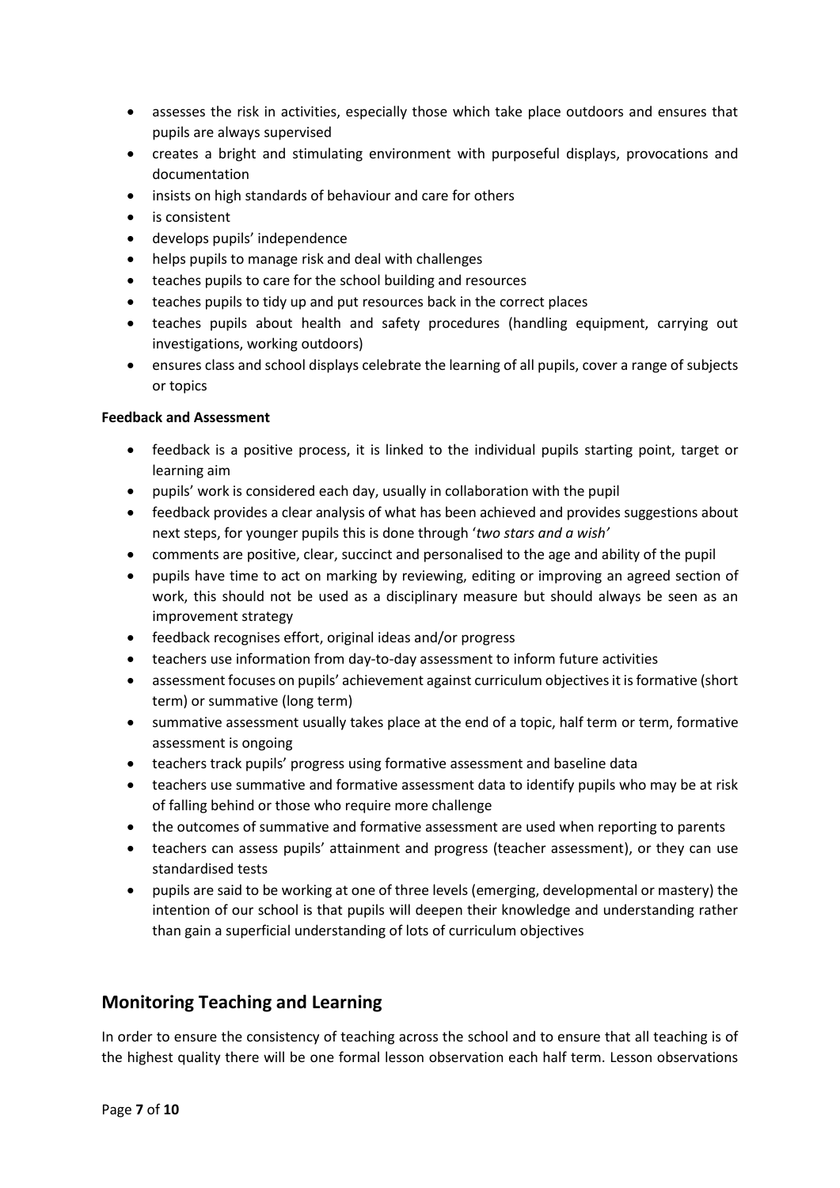- assesses the risk in activities, especially those which take place outdoors and ensures that pupils are always supervised
- creates a bright and stimulating environment with purposeful displays, provocations and documentation
- insists on high standards of behaviour and care for others
- is consistent
- develops pupils' independence
- helps pupils to manage risk and deal with challenges
- teaches pupils to care for the school building and resources
- teaches pupils to tidy up and put resources back in the correct places
- teaches pupils about health and safety procedures (handling equipment, carrying out investigations, working outdoors)
- ensures class and school displays celebrate the learning of all pupils, cover a range of subjects or topics

**Feedback and Assessment**

- feedback is a positive process, it is linked to the individual pupils starting point, target or learning aim
- pupils' work is considered each day, usually in collaboration with the pupil
- feedback provides a clear analysis of what has been achieved and provides suggestions about next steps, for younger pupils this is done through '*two stars and a wish'*
- comments are positive, clear, succinct and personalised to the age and ability of the pupil
- pupils have time to act on marking by reviewing, editing or improving an agreed section of work, this should not be used as a disciplinary measure but should always be seen as an improvement strategy
- feedback recognises effort, original ideas and/or progress
- teachers use information from day-to-day assessment to inform future activities
- assessment focuses on pupils' achievement against curriculum objectives it is formative (short term) or summative (long term)
- summative assessment usually takes place at the end of a topic, half term or term, formative assessment is ongoing
- teachers track pupils' progress using formative assessment and baseline data
- teachers use summative and formative assessment data to identify pupils who may be at risk of falling behind or those who require more challenge
- the outcomes of summative and formative assessment are used when reporting to parents
- teachers can assess pupils' attainment and progress (teacher assessment), or they can use standardised tests
- pupils are said to be working at one of three levels (emerging, developmental or mastery) the intention of our school is that pupils will deepen their knowledge and understanding rather than gain a superficial understanding of lots of curriculum objectives

## Monitoring Teaching and Learning

In order to ensure the consistency of teaching across the school and to ensure that all teaching is of the highest quality there will be one formal lesson observation each half term. Lesson observations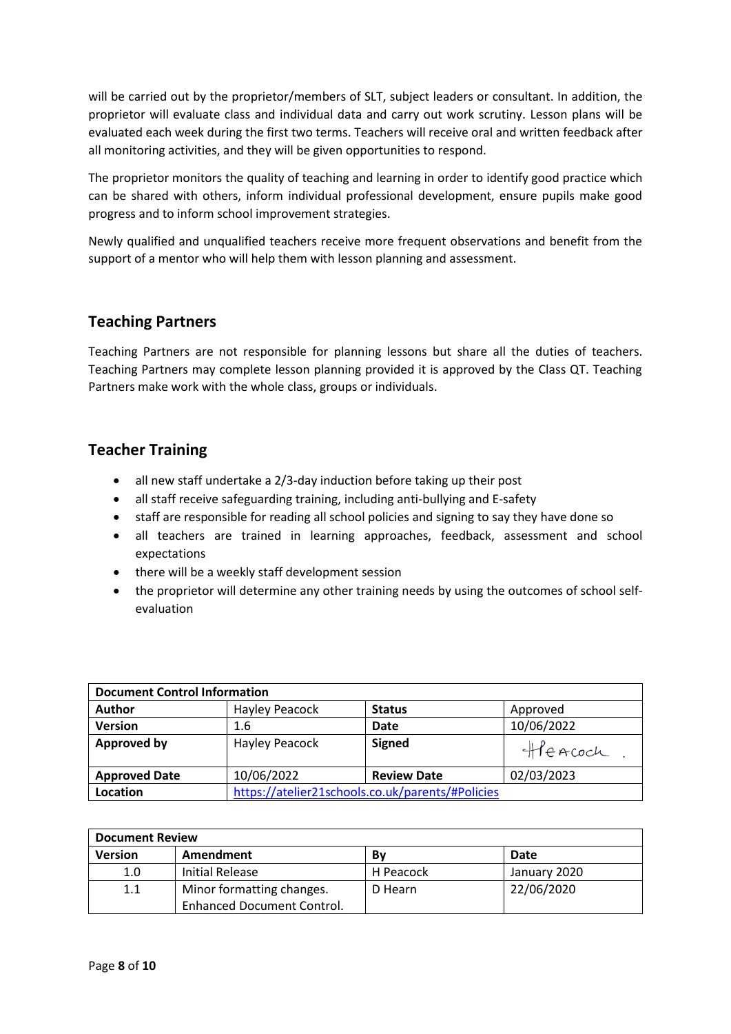will be carried out by the proprietor/members of SLT, subject leaders or consultant. In addition, the proprietor will evaluate class and individual data and carry out work scrutiny. Lesson plans will be evaluated each week during the first two terms. Teachers will receive oral and written feedback after all monitoring activities, and they will be given opportunities to respond.

The proprietor monitors the quality of teaching and learning in order to identify good practice which can be shared with others, inform individual professional development, ensure pupils make good progress and to inform school improvement strategies.

Newly qualified and unqualified teachers receive more frequent observations and benefit from the support of a mentor who will help them with lesson planning and assessment.

## Teaching Partners

Teaching Partners are not responsible for planning lessons but share all the duties of teachers. Teaching Partners may complete lesson planning provided it is approved by the Class QT. Teaching Partners make work with the whole class, groups or individuals.

## Teacher Training

- all new staff undertake a 2/3-day induction before taking up their post
- all staff receive safeguarding training, including anti-bullying and E-safety
- staff are responsible for reading all school policies and signing to say they have done so
- all teachers are trained in learning approaches, feedback, assessment and school expectations
- there will be a weekly staff development session
- the proprietor will determine any other training needs by using the outcomes of school self-evaluation

| **Document Control Information** | | | |
|---|---|---|---|
| **Author** | Hayley Peacock | **Status** | Approved |
| **Version** | 1.6 | **Date** | 10/06/2022 |
| **Approved by** | Hayley Peacock | **Signed** | HPeacock |
| **Approved Date** | 10/06/2022 | **Review Date** | 02/03/2023 |
| **Location** | https://atelier21schools.co.uk/parents/#Policies | | |

| **Document Review** | | | |
|---|---|---|---|
| **Version** | **Amendment** | **By** | **Date** |
| 1.0 | Initial Release | H Peacock | January 2020 |
| 1.1 | Minor formatting changes. Enhanced Document Control. | D Hearn | 22/06/2020 |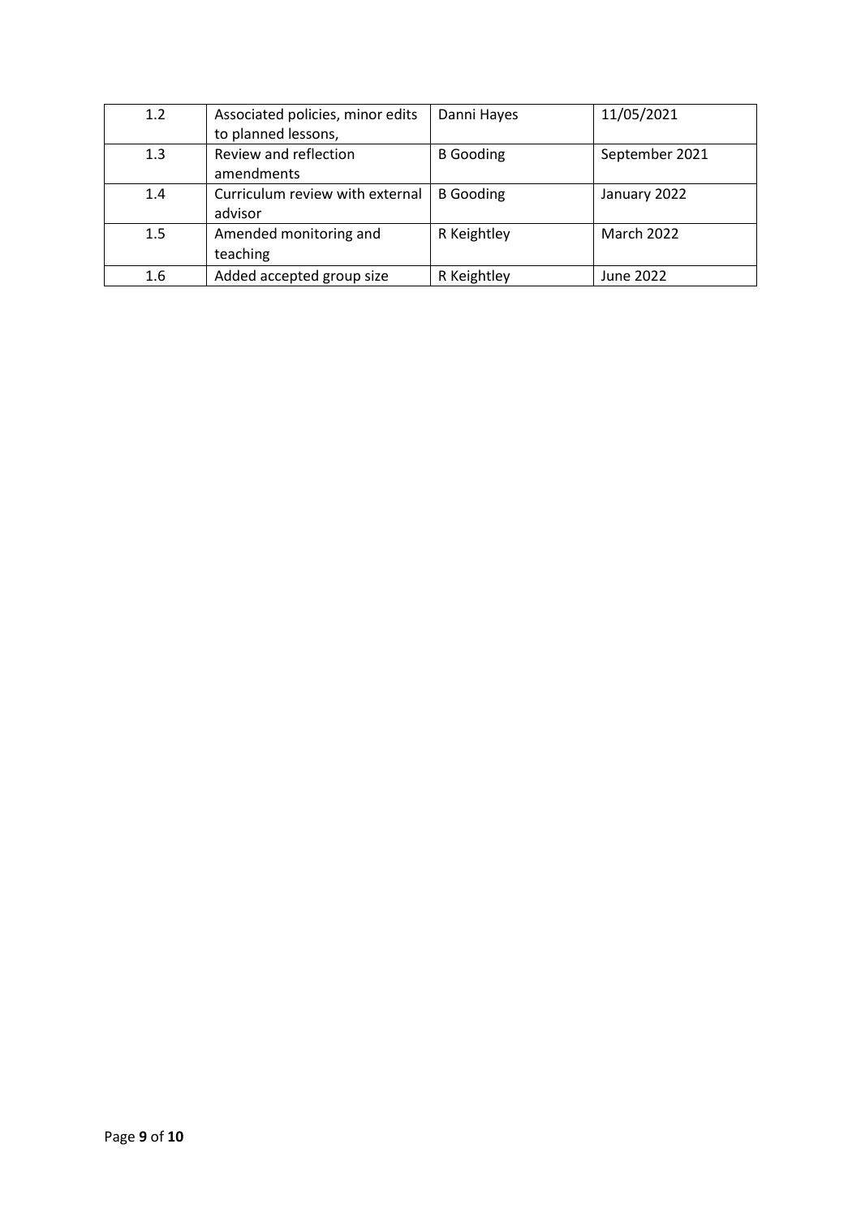| 1.2 | Associated policies, minor edits to planned lessons, | Danni Hayes | 11/05/2021 |
|---|---|---|---|
| 1.3 | Review and reflection amendments | B Gooding | September 2021 |
| 1.4 | Curriculum review with external advisor | B Gooding | January 2022 |
| 1.5 | Amended monitoring and teaching | R Keightley | March 2022 |
| 1.6 | Added accepted group size | R Keightley | June 2022 |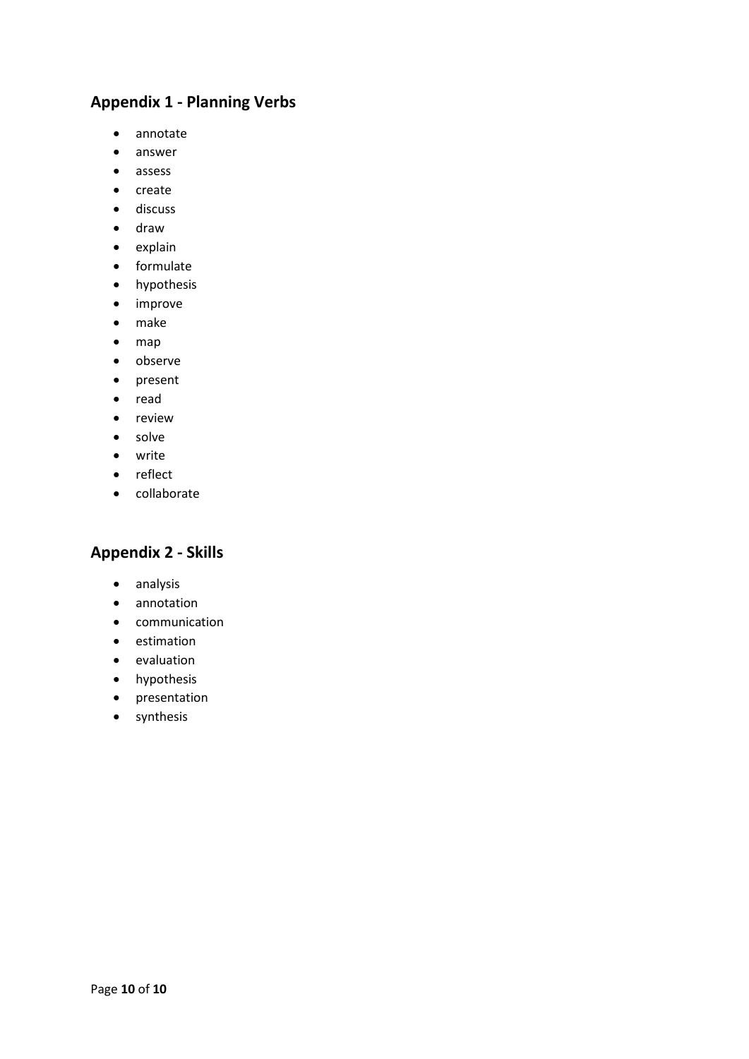## Appendix 1 - Planning Verbs

- annotate
- answer
- assess
- create
- discuss
- draw
- explain
- formulate
- hypothesis
- improve
- make
- map
- observe
- present
- read
- review
- solve
- write
- reflect
- collaborate

## Appendix 2 - Skills

- analysis
- annotation
- communication
- estimation
- evaluation
- hypothesis
- presentation
- synthesis